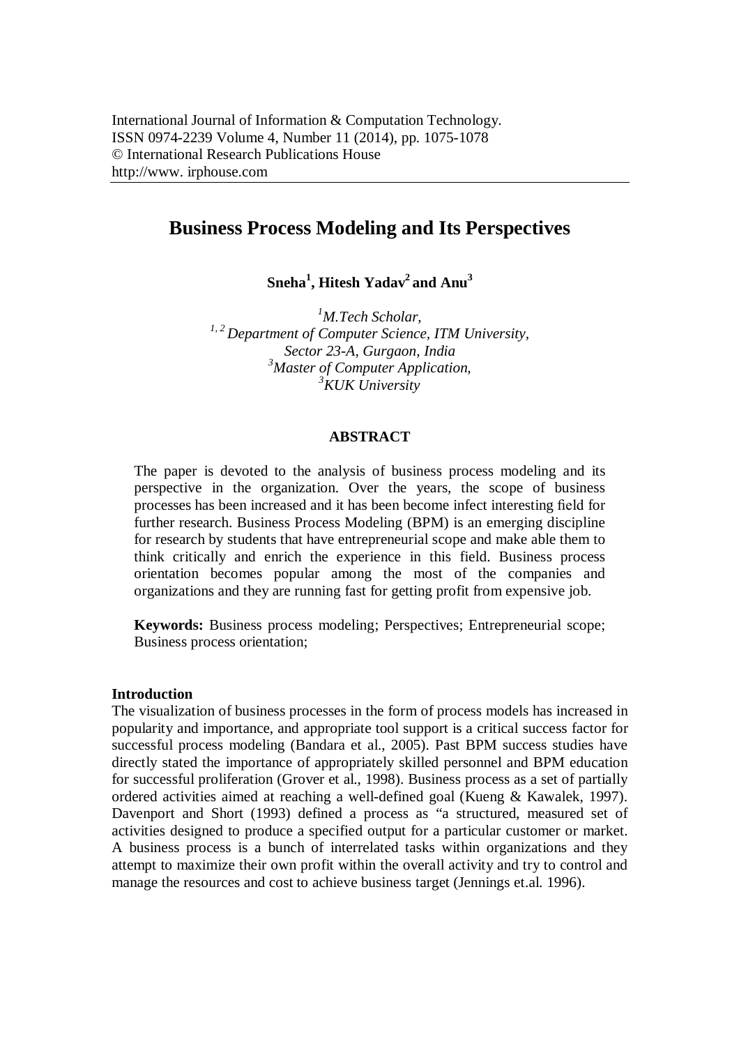International Journal of Information & Computation Technology.
ISSN 0974-2239 Volume 4, Number 11 (2014), pp. 1075-1078
© International Research Publications House
http://www. irphouse.com

# Business Process Modeling and Its Perspectives

**Sneha[1], Hitesh Yadav[2] and Anu[3]**

*[1]M.Tech Scholar,*
*[1, 2] Department of Computer Science, ITM University,*
*Sector 23-A, Gurgaon, India*
*[3]Master of Computer Application,*
*[3]KUK University*

## ABSTRACT

The paper is devoted to the analysis of business process modeling and its perspective in the organization. Over the years, the scope of business processes has been increased and it has been become infect interesting field for further research. Business Process Modeling (BPM) is an emerging discipline for research by students that have entrepreneurial scope and make able them to think critically and enrich the experience in this field. Business process orientation becomes popular among the most of the companies and organizations and they are running fast for getting profit from expensive job.

**Keywords:** Business process modeling; Perspectives; Entrepreneurial scope; Business process orientation;

## Introduction

The visualization of business processes in the form of process models has increased in popularity and importance, and appropriate tool support is a critical success factor for successful process modeling (Bandara et al., 2005). Past BPM success studies have directly stated the importance of appropriately skilled personnel and BPM education for successful proliferation (Grover et al., 1998). Business process as a set of partially ordered activities aimed at reaching a well-defined goal (Kueng & Kawalek, 1997). Davenport and Short (1993) defined a process as "a structured, measured set of activities designed to produce a specified output for a particular customer or market. A business process is a bunch of interrelated tasks within organizations and they attempt to maximize their own profit within the overall activity and try to control and manage the resources and cost to achieve business target (Jennings et.al. 1996).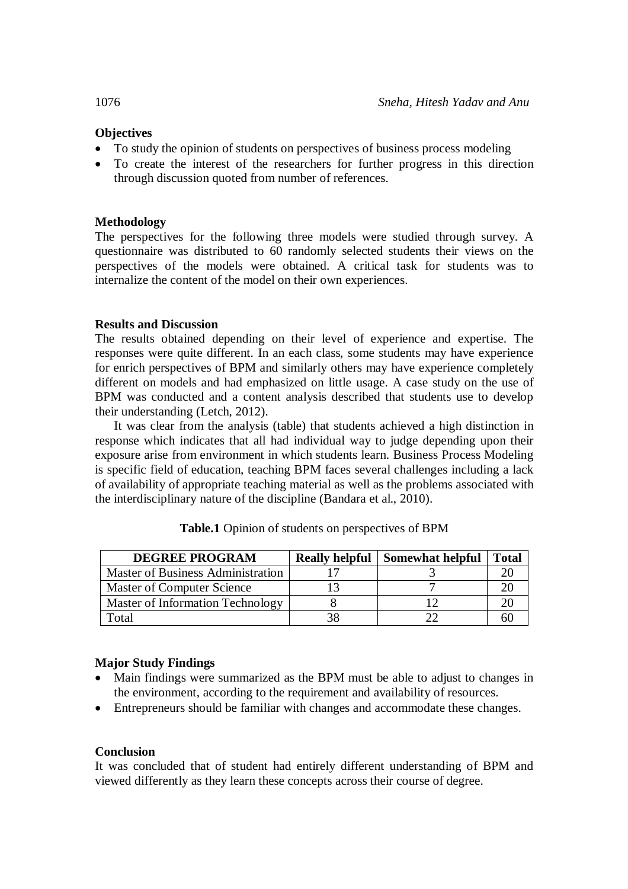### Objectives

- To study the opinion of students on perspectives of business process modeling
- To create the interest of the researchers for further progress in this direction through discussion quoted from number of references.

### Methodology

The perspectives for the following three models were studied through survey. A questionnaire was distributed to 60 randomly selected students their views on the perspectives of the models were obtained. A critical task for students was to internalize the content of the model on their own experiences.

### Results and Discussion

The results obtained depending on their level of experience and expertise. The responses were quite different. In an each class, some students may have experience for enrich perspectives of BPM and similarly others may have experience completely different on models and had emphasized on little usage. A case study on the use of BPM was conducted and a content analysis described that students use to develop their understanding (Letch, 2012).

It was clear from the analysis (table) that students achieved a high distinction in response which indicates that all had individual way to judge depending upon their exposure arise from environment in which students learn. Business Process Modeling is specific field of education, teaching BPM faces several challenges including a lack of availability of appropriate teaching material as well as the problems associated with the interdisciplinary nature of the discipline (Bandara et al., 2010).

**Table.1** Opinion of students on perspectives of BPM

| DEGREE PROGRAM | Really helpful | Somewhat helpful | Total |
|---|---|---|---|
| Master of Business Administration | 17 | 3 | 20 |
| Master of Computer Science | 13 | 7 | 20 |
| Master of Information Technology | 8 | 12 | 20 |
| Total | 38 | 22 | 60 |

### Major Study Findings

- Main findings were summarized as the BPM must be able to adjust to changes in the environment, according to the requirement and availability of resources.
- Entrepreneurs should be familiar with changes and accommodate these changes.

### Conclusion

It was concluded that of student had entirely different understanding of BPM and viewed differently as they learn these concepts across their course of degree.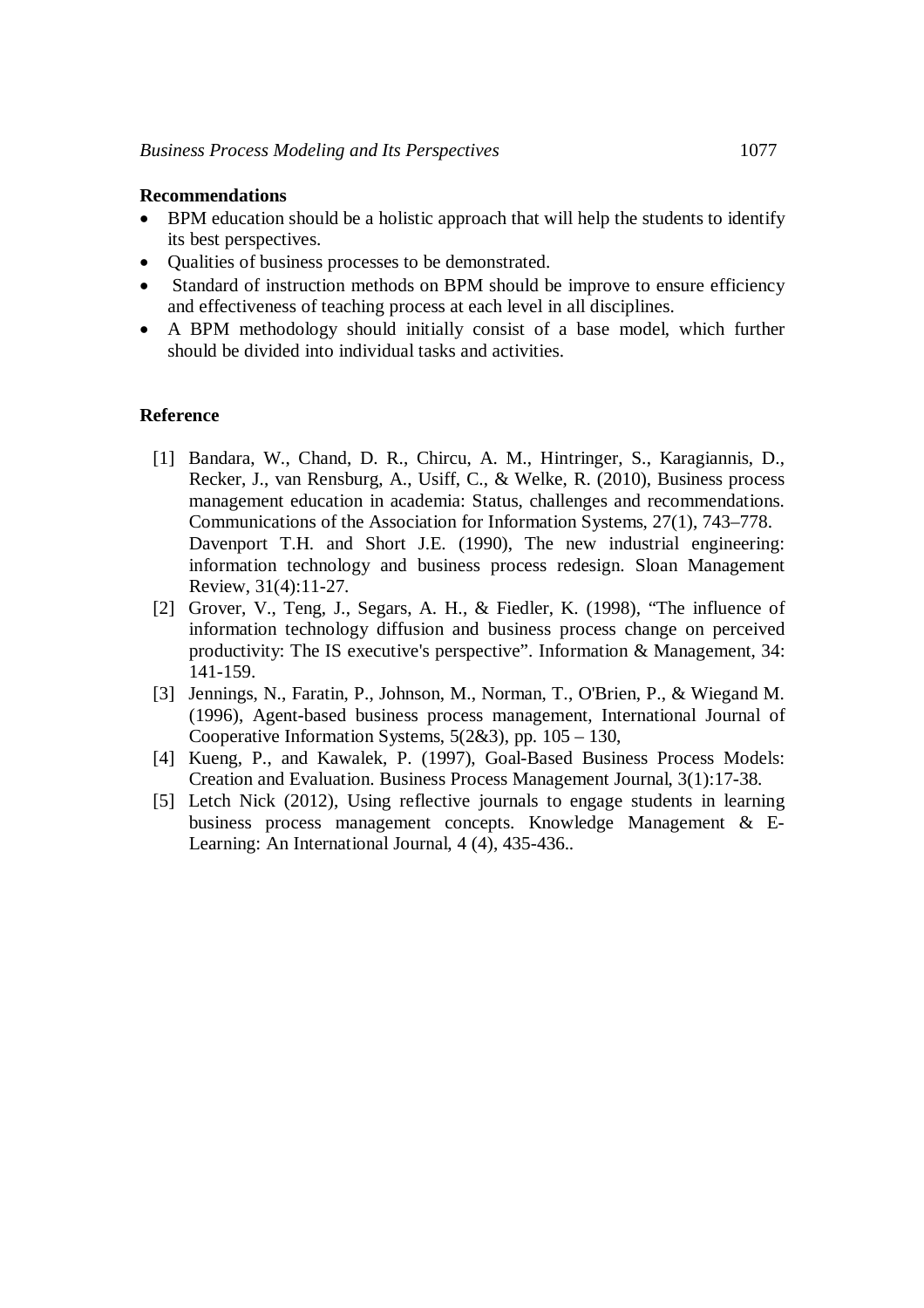**Recommendations**

- BPM education should be a holistic approach that will help the students to identify its best perspectives.
- Qualities of business processes to be demonstrated.
- Standard of instruction methods on BPM should be improve to ensure efficiency and effectiveness of teaching process at each level in all disciplines.
- A BPM methodology should initially consist of a base model, which further should be divided into individual tasks and activities.

**Reference**

[1] Bandara, W., Chand, D. R., Chircu, A. M., Hintringer, S., Karagiannis, D., Recker, J., van Rensburg, A., Usiff, C., & Welke, R. (2010), Business process management education in academia: Status, challenges and recommendations. Communications of the Association for Information Systems, 27(1), 743–778.
Davenport T.H. and Short J.E. (1990), The new industrial engineering: information technology and business process redesign. Sloan Management Review, 31(4):11-27.

[2] Grover, V., Teng, J., Segars, A. H., & Fiedler, K. (1998), "The influence of information technology diffusion and business process change on perceived productivity: The IS executive's perspective". Information & Management, 34: 141-159.

[3] Jennings, N., Faratin, P., Johnson, M., Norman, T., O'Brien, P., & Wiegand M. (1996), Agent-based business process management, International Journal of Cooperative Information Systems, 5(2&3), pp. 105 – 130,

[4] Kueng, P., and Kawalek, P. (1997), Goal-Based Business Process Models: Creation and Evaluation. Business Process Management Journal, 3(1):17-38.

[5] Letch Nick (2012), Using reflective journals to engage students in learning business process management concepts. Knowledge Management & E-Learning: An International Journal, 4 (4), 435-436..